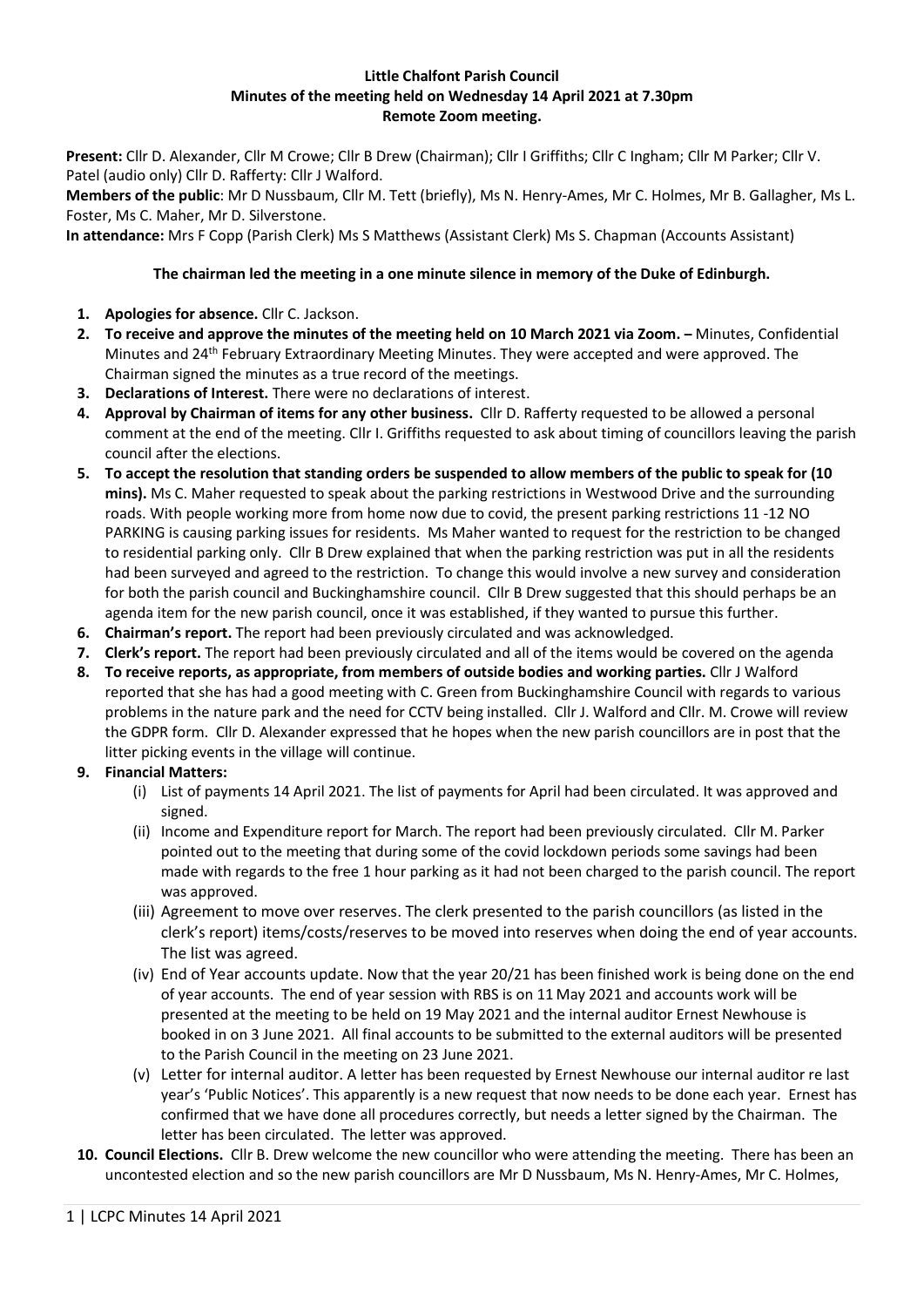**Little Chalfont Parish Council**
**Minutes of the meeting held on Wednesday 14 April 2021 at 7.30pm**
**Remote Zoom meeting.**

**Present:** Cllr D. Alexander, Cllr M Crowe; Cllr B Drew (Chairman); Cllr I Griffiths; Cllr C Ingham; Cllr M Parker; Cllr V. Patel (audio only) Cllr D. Rafferty: Cllr J Walford.

**Members of the public**: Mr D Nussbaum, Cllr M. Tett (briefly), Ms N. Henry-Ames, Mr C. Holmes, Mr B. Gallagher, Ms L. Foster, Ms C. Maher, Mr D. Silverstone.

**In attendance:** Mrs F Copp (Parish Clerk) Ms S Matthews (Assistant Clerk) Ms S. Chapman (Accounts Assistant)

**The chairman led the meeting in a one minute silence in memory of the Duke of Edinburgh.**

1. **Apologies for absence.** Cllr C. Jackson.
2. **To receive and approve the minutes of the meeting held on 10 March 2021 via Zoom. –** Minutes, Confidential Minutes and 24th February Extraordinary Meeting Minutes. They were accepted and were approved. The Chairman signed the minutes as a true record of the meetings.
3. **Declarations of Interest.** There were no declarations of interest.
4. **Approval by Chairman of items for any other business.** Cllr D. Rafferty requested to be allowed a personal comment at the end of the meeting. Cllr I. Griffiths requested to ask about timing of councillors leaving the parish council after the elections.
5. **To accept the resolution that standing orders be suspended to allow members of the public to speak for (10 mins).** Ms C. Maher requested to speak about the parking restrictions in Westwood Drive and the surrounding roads. With people working more from home now due to covid, the present parking restrictions 11 -12 NO PARKING is causing parking issues for residents. Ms Maher wanted to request for the restriction to be changed to residential parking only. Cllr B Drew explained that when the parking restriction was put in all the residents had been surveyed and agreed to the restriction. To change this would involve a new survey and consideration for both the parish council and Buckinghamshire council. Cllr B Drew suggested that this should perhaps be an agenda item for the new parish council, once it was established, if they wanted to pursue this further.
6. **Chairman's report.** The report had been previously circulated and was acknowledged.
7. **Clerk's report.** The report had been previously circulated and all of the items would be covered on the agenda
8. **To receive reports, as appropriate, from members of outside bodies and working parties.** Cllr J Walford reported that she has had a good meeting with C. Green from Buckinghamshire Council with regards to various problems in the nature park and the need for CCTV being installed. Cllr J. Walford and Cllr. M. Crowe will review the GDPR form. Cllr D. Alexander expressed that he hopes when the new parish councillors are in post that the litter picking events in the village will continue.
9. **Financial Matters:**
   (i) List of payments 14 April 2021. The list of payments for April had been circulated. It was approved and signed.
   (ii) Income and Expenditure report for March. The report had been previously circulated. Cllr M. Parker pointed out to the meeting that during some of the covid lockdown periods some savings had been made with regards to the free 1 hour parking as it had not been charged to the parish council. The report was approved.
   (iii) Agreement to move over reserves. The clerk presented to the parish councillors (as listed in the clerk's report) items/costs/reserves to be moved into reserves when doing the end of year accounts. The list was agreed.
   (iv) End of Year accounts update. Now that the year 20/21 has been finished work is being done on the end of year accounts. The end of year session with RBS is on 11 May 2021 and accounts work will be presented at the meeting to be held on 19 May 2021 and the internal auditor Ernest Newhouse is booked in on 3 June 2021. All final accounts to be submitted to the external auditors will be presented to the Parish Council in the meeting on 23 June 2021.
   (v) Letter for internal auditor. A letter has been requested by Ernest Newhouse our internal auditor re last year's 'Public Notices'. This apparently is a new request that now needs to be done each year. Ernest has confirmed that we have done all procedures correctly, but needs a letter signed by the Chairman. The letter has been circulated. The letter was approved.
10. **Council Elections.** Cllr B. Drew welcome the new councillor who were attending the meeting. There has been an uncontested election and so the new parish councillors are Mr D Nussbaum, Ms N. Henry-Ames, Mr C. Holmes,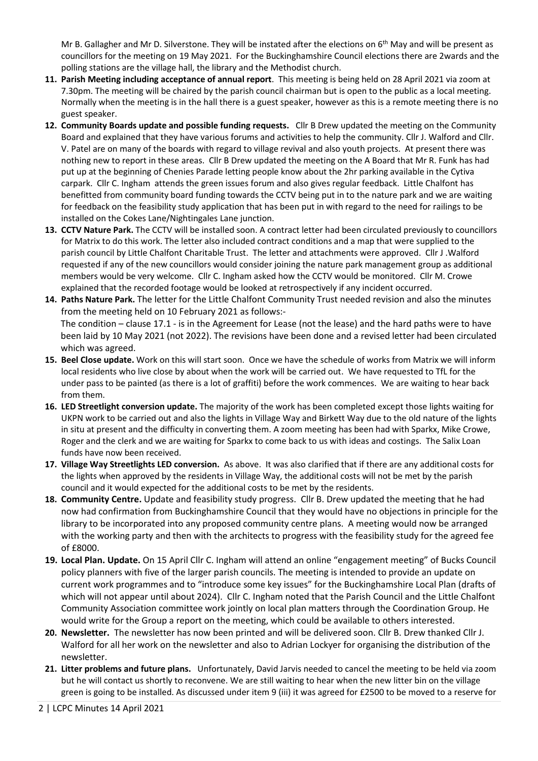Mr B. Gallagher and Mr D. Silverstone. They will be instated after the elections on 6th May and will be present as councillors for the meeting on 19 May 2021. For the Buckinghamshire Council elections there are 2wards and the polling stations are the village hall, the library and the Methodist church.

11. **Parish Meeting including acceptance of annual report**. This meeting is being held on 28 April 2021 via zoom at 7.30pm. The meeting will be chaired by the parish council chairman but is open to the public as a local meeting. Normally when the meeting is in the hall there is a guest speaker, however as this is a remote meeting there is no guest speaker.
12. **Community Boards update and possible funding requests.** Cllr B Drew updated the meeting on the Community Board and explained that they have various forums and activities to help the community. Cllr J. Walford and Cllr. V. Patel are on many of the boards with regard to village revival and also youth projects. At present there was nothing new to report in these areas. Cllr B Drew updated the meeting on the A Board that Mr R. Funk has had put up at the beginning of Chenies Parade letting people know about the 2hr parking available in the Cytiva carpark. Cllr C. Ingham attends the green issues forum and also gives regular feedback. Little Chalfont has benefitted from community board funding towards the CCTV being put in to the nature park and we are waiting for feedback on the feasibility study application that has been put in with regard to the need for railings to be installed on the Cokes Lane/Nightingales Lane junction.
13. **CCTV Nature Park.** The CCTV will be installed soon. A contract letter had been circulated previously to councillors for Matrix to do this work. The letter also included contract conditions and a map that were supplied to the parish council by Little Chalfont Charitable Trust. The letter and attachments were approved. Cllr J .Walford requested if any of the new councillors would consider joining the nature park management group as additional members would be very welcome. Cllr C. Ingham asked how the CCTV would be monitored. Cllr M. Crowe explained that the recorded footage would be looked at retrospectively if any incident occurred.
14. **Paths Nature Park.** The letter for the Little Chalfont Community Trust needed revision and also the minutes from the meeting held on 10 February 2021 as follows:-
    The condition – clause 17.1 - is in the Agreement for Lease (not the lease) and the hard paths were to have been laid by 10 May 2021 (not 2022). The revisions have been done and a revised letter had been circulated which was agreed.
15. **Beel Close update.** Work on this will start soon. Once we have the schedule of works from Matrix we will inform local residents who live close by about when the work will be carried out. We have requested to TfL for the under pass to be painted (as there is a lot of graffiti) before the work commences. We are waiting to hear back from them.
16. **LED Streetlight conversion update.** The majority of the work has been completed except those lights waiting for UKPN work to be carried out and also the lights in Village Way and Birkett Way due to the old nature of the lights in situ at present and the difficulty in converting them. A zoom meeting has been had with Sparkx, Mike Crowe, Roger and the clerk and we are waiting for Sparkx to come back to us with ideas and costings. The Salix Loan funds have now been received.
17. **Village Way Streetlights LED conversion.** As above. It was also clarified that if there are any additional costs for the lights when approved by the residents in Village Way, the additional costs will not be met by the parish council and it would expected for the additional costs to be met by the residents.
18. **Community Centre.** Update and feasibility study progress. Cllr B. Drew updated the meeting that he had now had confirmation from Buckinghamshire Council that they would have no objections in principle for the library to be incorporated into any proposed community centre plans. A meeting would now be arranged with the working party and then with the architects to progress with the feasibility study for the agreed fee of £8000.
19. **Local Plan. Update.** On 15 April Cllr C. Ingham will attend an online "engagement meeting" of Bucks Council policy planners with five of the larger parish councils. The meeting is intended to provide an update on current work programmes and to "introduce some key issues" for the Buckinghamshire Local Plan (drafts of which will not appear until about 2024). Cllr C. Ingham noted that the Parish Council and the Little Chalfont Community Association committee work jointly on local plan matters through the Coordination Group. He would write for the Group a report on the meeting, which could be available to others interested.
20. **Newsletter.** The newsletter has now been printed and will be delivered soon. Cllr B. Drew thanked Cllr J. Walford for all her work on the newsletter and also to Adrian Lockyer for organising the distribution of the newsletter.
21. **Litter problems and future plans.** Unfortunately, David Jarvis needed to cancel the meeting to be held via zoom but he will contact us shortly to reconvene. We are still waiting to hear when the new litter bin on the village green is going to be installed. As discussed under item 9 (iii) it was agreed for £2500 to be moved to a reserve for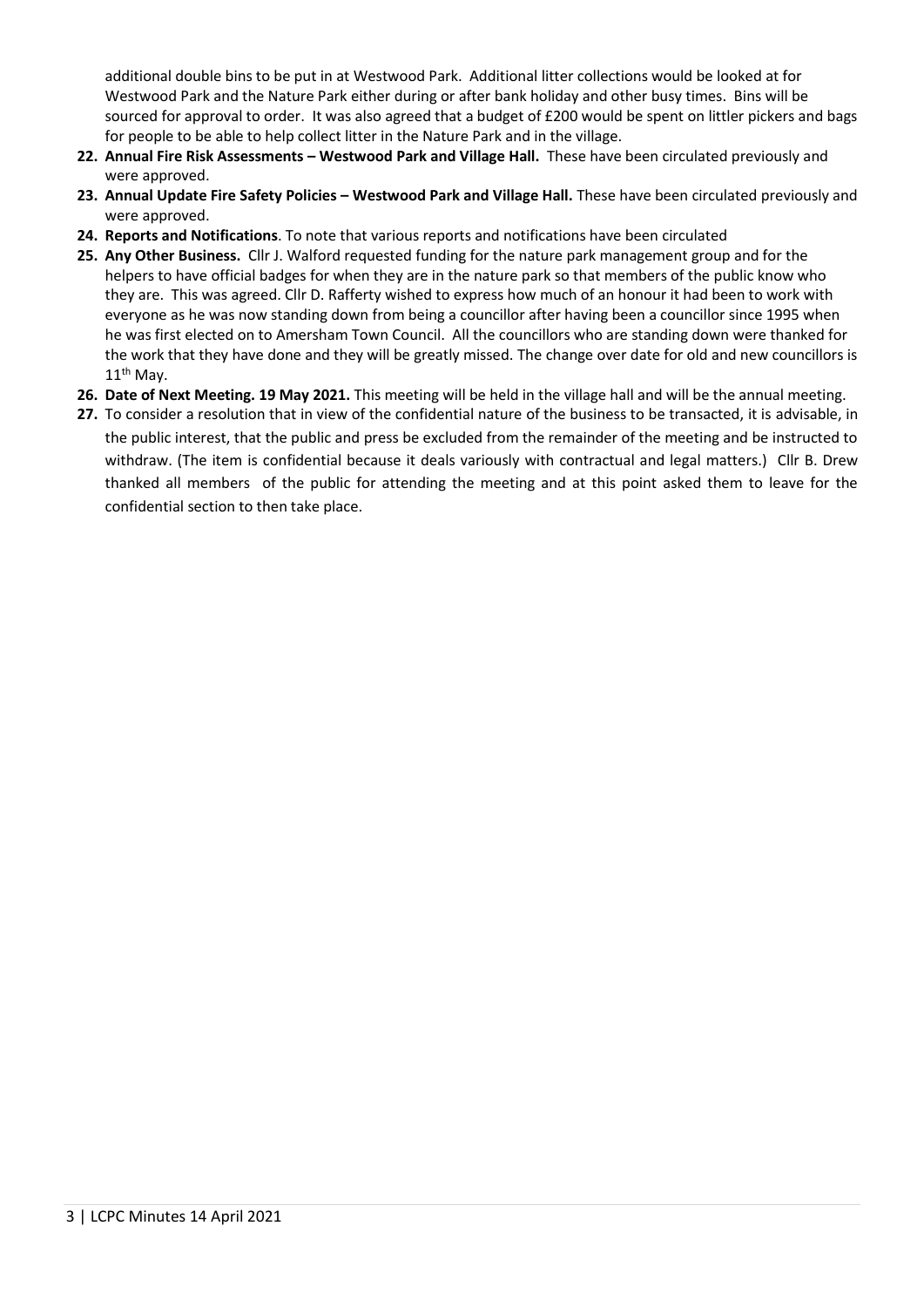additional double bins to be put in at Westwood Park. Additional litter collections would be looked at for Westwood Park and the Nature Park either during or after bank holiday and other busy times. Bins will be sourced for approval to order. It was also agreed that a budget of £200 would be spent on littler pickers and bags for people to be able to help collect litter in the Nature Park and in the village.

22. **Annual Fire Risk Assessments – Westwood Park and Village Hall.** These have been circulated previously and were approved.
23. **Annual Update Fire Safety Policies – Westwood Park and Village Hall.** These have been circulated previously and were approved.
24. **Reports and Notifications**. To note that various reports and notifications have been circulated
25. **Any Other Business.** Cllr J. Walford requested funding for the nature park management group and for the helpers to have official badges for when they are in the nature park so that members of the public know who they are. This was agreed. Cllr D. Rafferty wished to express how much of an honour it had been to work with everyone as he was now standing down from being a councillor after having been a councillor since 1995 when he was first elected on to Amersham Town Council. All the councillors who are standing down were thanked for the work that they have done and they will be greatly missed. The change over date for old and new councillors is 11th May.
26. **Date of Next Meeting. 19 May 2021.** This meeting will be held in the village hall and will be the annual meeting.
27. To consider a resolution that in view of the confidential nature of the business to be transacted, it is advisable, in the public interest, that the public and press be excluded from the remainder of the meeting and be instructed to withdraw. (The item is confidential because it deals variously with contractual and legal matters.) Cllr B. Drew thanked all members of the public for attending the meeting and at this point asked them to leave for the confidential section to then take place.